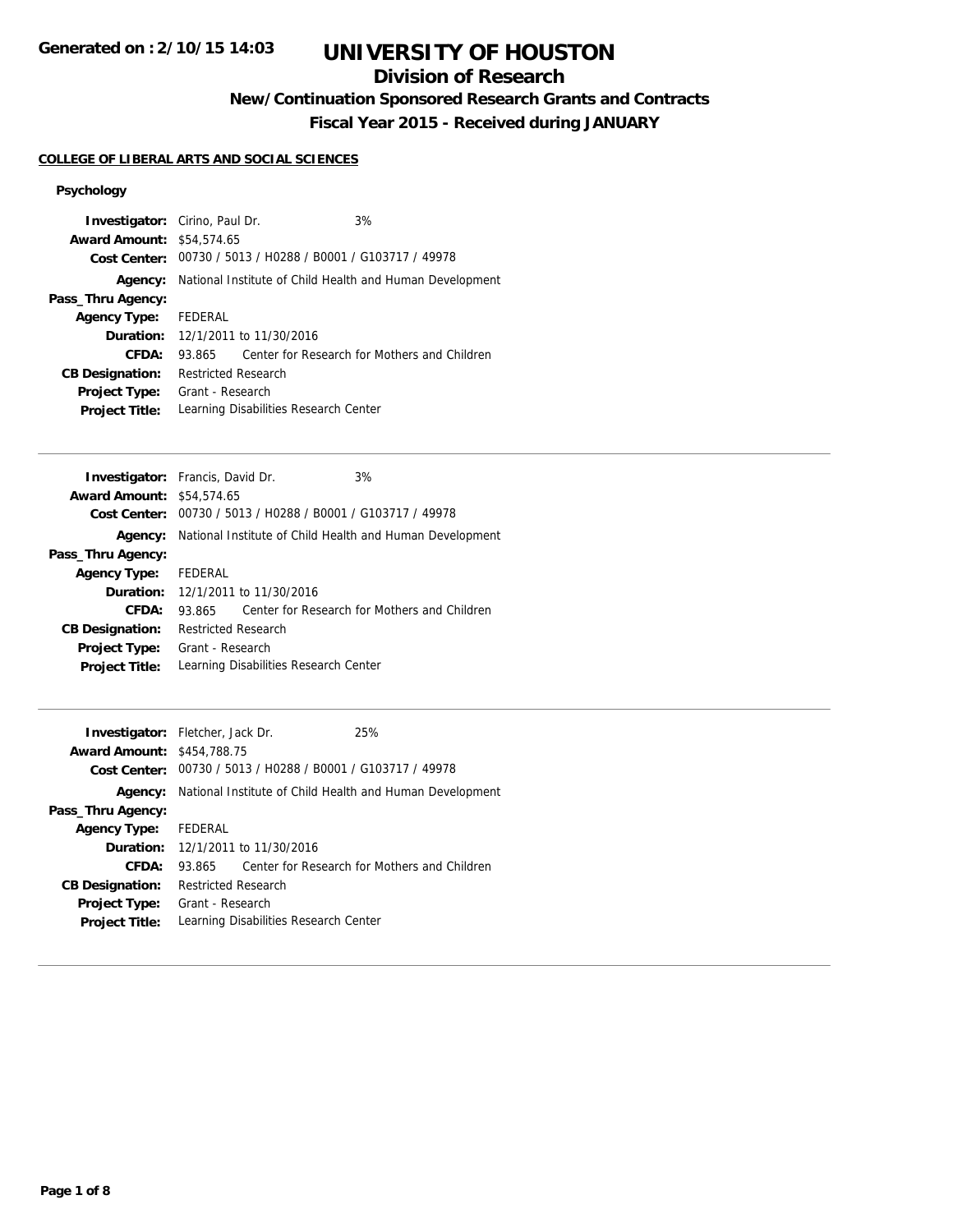**Generated on : 2/10/15 14:03**

# UNIVERSITY OF HOUSTON

## Division of Research

### New/Continuation Sponsored Research Grants and Contracts

### Fiscal Year 2015 - Received during JANUARY

**COLLEGE OF LIBERAL ARTS AND SOCIAL SCIENCES**

**Psychology**

| | | |
|---|---|---|
| **Investigator:** | Cirino, Paul Dr. | 3% |
| **Award Amount:** | $54,574.65 | |
| **Cost Center:** | 00730 / 5013 / H0288 / B0001 / G103717 / 49978 | |
| **Agency:** | National Institute of Child Health and Human Development | |
| **Pass_Thru Agency:** | | |
| **Agency Type:** | FEDERAL | |
| **Duration:** | 12/1/2011 to 11/30/2016 | |
| **CFDA:** | 93.865 | Center for Research for Mothers and Children |
| **CB Designation:** | Restricted Research | |
| **Project Type:** | Grant - Research | |
| **Project Title:** | Learning Disabilities Research Center | |

---

| | | |
|---|---|---|
| **Investigator:** | Francis, David Dr. | 3% |
| **Award Amount:** | $54,574.65 | |
| **Cost Center:** | 00730 / 5013 / H0288 / B0001 / G103717 / 49978 | |
| **Agency:** | National Institute of Child Health and Human Development | |
| **Pass_Thru Agency:** | | |
| **Agency Type:** | FEDERAL | |
| **Duration:** | 12/1/2011 to 11/30/2016 | |
| **CFDA:** | 93.865 | Center for Research for Mothers and Children |
| **CB Designation:** | Restricted Research | |
| **Project Type:** | Grant - Research | |
| **Project Title:** | Learning Disabilities Research Center | |

---

| | | |
|---|---|---|
| **Investigator:** | Fletcher, Jack Dr. | 25% |
| **Award Amount:** | $454,788.75 | |
| **Cost Center:** | 00730 / 5013 / H0288 / B0001 / G103717 / 49978 | |
| **Agency:** | National Institute of Child Health and Human Development | |
| **Pass_Thru Agency:** | | |
| **Agency Type:** | FEDERAL | |
| **Duration:** | 12/1/2011 to 11/30/2016 | |
| **CFDA:** | 93.865 | Center for Research for Mothers and Children |
| **CB Designation:** | Restricted Research | |
| **Project Type:** | Grant - Research | |
| **Project Title:** | Learning Disabilities Research Center | |

---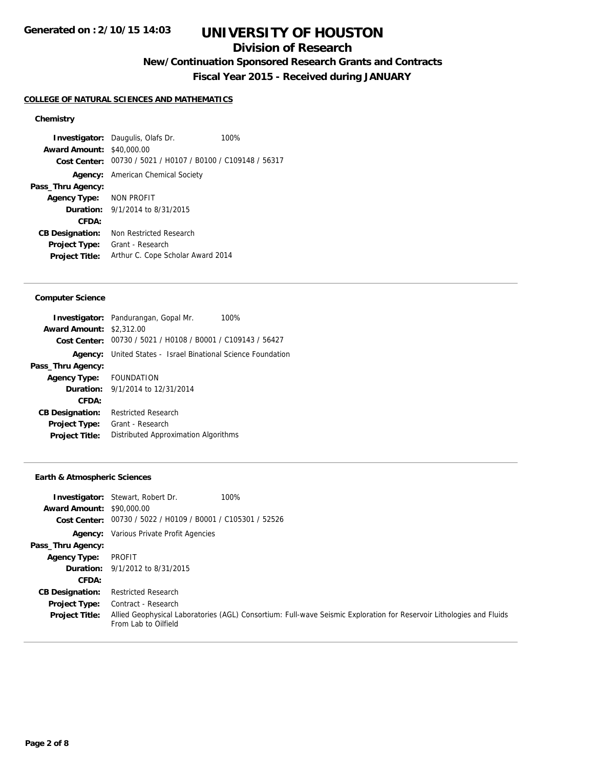**Generated on : 2/10/15 14:03**

# UNIVERSITY OF HOUSTON

## Division of Research

### New/Continuation Sponsored Research Grants and Contracts

### Fiscal Year 2015 - Received during JANUARY

**COLLEGE OF NATURAL SCIENCES AND MATHEMATICS**

#### Chemistry

**Investigator:** Daugulis, Olafs Dr. 100%
**Award Amount:** $40,000.00
**Cost Center:** 00730 / 5021 / H0107 / B0100 / C109148 / 56317
**Agency:** American Chemical Society
**Pass_Thru Agency:**
**Agency Type:** NON PROFIT
**Duration:** 9/1/2014 to 8/31/2015
**CFDA:**
**CB Designation:** Non Restricted Research
**Project Type:** Grant - Research
**Project Title:** Arthur C. Cope Scholar Award 2014

---

#### Computer Science

**Investigator:** Pandurangan, Gopal Mr. 100%
**Award Amount:** $2,312.00
**Cost Center:** 00730 / 5021 / H0108 / B0001 / C109143 / 56427
**Agency:** United States - Israel Binational Science Foundation
**Pass_Thru Agency:**
**Agency Type:** FOUNDATION
**Duration:** 9/1/2014 to 12/31/2014
**CFDA:**
**CB Designation:** Restricted Research
**Project Type:** Grant - Research
**Project Title:** Distributed Approximation Algorithms

---

#### Earth & Atmospheric Sciences

**Investigator:** Stewart, Robert Dr. 100%
**Award Amount:** $90,000.00
**Cost Center:** 00730 / 5022 / H0109 / B0001 / C105301 / 52526
**Agency:** Various Private Profit Agencies
**Pass_Thru Agency:**
**Agency Type:** PROFIT
**Duration:** 9/1/2012 to 8/31/2015
**CFDA:**
**CB Designation:** Restricted Research
**Project Type:** Contract - Research
**Project Title:** Allied Geophysical Laboratories (AGL) Consortium: Full-wave Seismic Exploration for Reservoir Lithologies and Fluids From Lab to Oilfield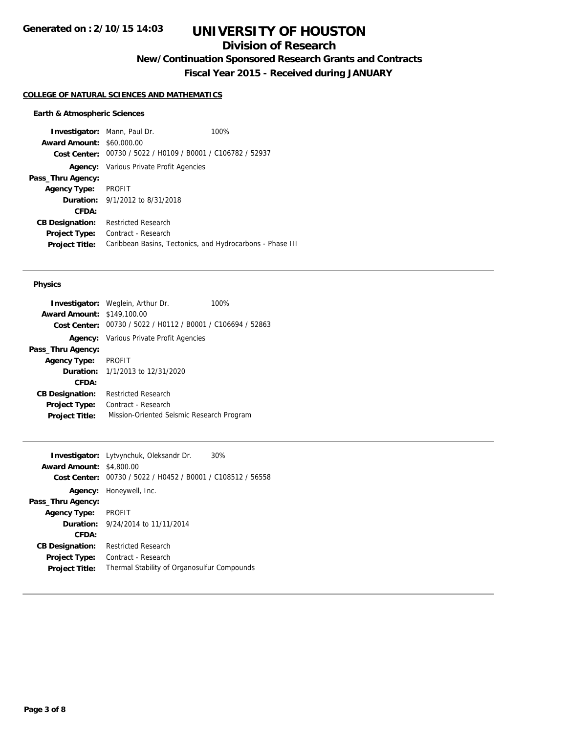# UNIVERSITY OF HOUSTON

## Division of Research

### New/Continuation Sponsored Research Grants and Contracts

### Fiscal Year 2015 - Received during JANUARY

**COLLEGE OF NATURAL SCIENCES AND MATHEMATICS**

#### Earth & Atmospheric Sciences

**Investigator:** Mann, Paul Dr. 100%
**Award Amount:** $60,000.00
**Cost Center:** 00730 / 5022 / H0109 / B0001 / C106782 / 52937
**Agency:** Various Private Profit Agencies
**Pass_Thru Agency:**
**Agency Type:** PROFIT
**Duration:** 9/1/2012 to 8/31/2018
**CFDA:**
**CB Designation:** Restricted Research
**Project Type:** Contract - Research
**Project Title:** Caribbean Basins, Tectonics, and Hydrocarbons - Phase III

---

#### Physics

**Investigator:** Weglein, Arthur Dr. 100%
**Award Amount:** $149,100.00
**Cost Center:** 00730 / 5022 / H0112 / B0001 / C106694 / 52863
**Agency:** Various Private Profit Agencies
**Pass_Thru Agency:**
**Agency Type:** PROFIT
**Duration:** 1/1/2013 to 12/31/2020
**CFDA:**
**CB Designation:** Restricted Research
**Project Type:** Contract - Research
**Project Title:** Mission-Oriented Seismic Research Program

---

**Investigator:** Lytvynchuk, Oleksandr Dr. 30%
**Award Amount:** $4,800.00
**Cost Center:** 00730 / 5022 / H0452 / B0001 / C108512 / 56558
**Agency:** Honeywell, Inc.
**Pass_Thru Agency:**
**Agency Type:** PROFIT
**Duration:** 9/24/2014 to 11/11/2014
**CFDA:**
**CB Designation:** Restricted Research
**Project Type:** Contract - Research
**Project Title:** Thermal Stability of Organosulfur Compounds

---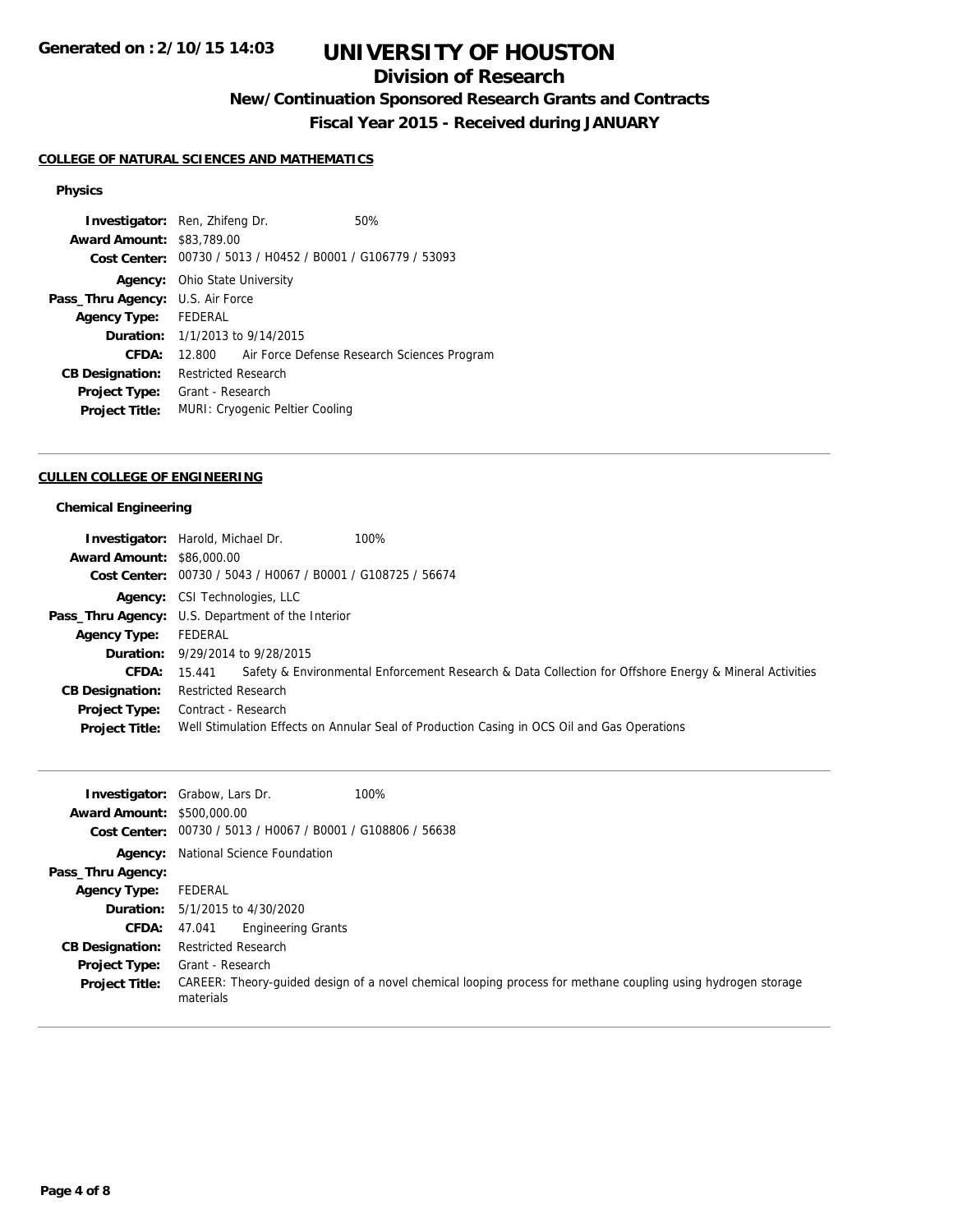**Generated on : 2/10/15 14:03**

# UNIVERSITY OF HOUSTON

## Division of Research

### New/Continuation Sponsored Research Grants and Contracts

### Fiscal Year 2015 - Received during JANUARY

**COLLEGE OF NATURAL SCIENCES AND MATHEMATICS**

**Physics**

**Investigator:** Ren, Zhifeng Dr. 50%
**Award Amount:** $83,789.00
**Cost Center:** 00730 / 5013 / H0452 / B0001 / G106779 / 53093
**Agency:** Ohio State University
**Pass_Thru Agency:** U.S. Air Force
**Agency Type:** FEDERAL
**Duration:** 1/1/2013 to 9/14/2015
**CFDA:** 12.800 Air Force Defense Research Sciences Program
**CB Designation:** Restricted Research
**Project Type:** Grant - Research
**Project Title:** MURI: Cryogenic Peltier Cooling

---

**CULLEN COLLEGE OF ENGINEERING**

**Chemical Engineering**

**Investigator:** Harold, Michael Dr. 100%
**Award Amount:** $86,000.00
**Cost Center:** 00730 / 5043 / H0067 / B0001 / G108725 / 56674
**Agency:** CSI Technologies, LLC
**Pass_Thru Agency:** U.S. Department of the Interior
**Agency Type:** FEDERAL
**Duration:** 9/29/2014 to 9/28/2015
**CFDA:** 15.441 Safety & Environmental Enforcement Research & Data Collection for Offshore Energy & Mineral Activities
**CB Designation:** Restricted Research
**Project Type:** Contract - Research
**Project Title:** Well Stimulation Effects on Annular Seal of Production Casing in OCS Oil and Gas Operations

---

**Investigator:** Grabow, Lars Dr. 100%
**Award Amount:** $500,000.00
**Cost Center:** 00730 / 5013 / H0067 / B0001 / G108806 / 56638
**Agency:** National Science Foundation
**Pass_Thru Agency:**
**Agency Type:** FEDERAL
**Duration:** 5/1/2015 to 4/30/2020
**CFDA:** 47.041 Engineering Grants
**CB Designation:** Restricted Research
**Project Type:** Grant - Research
**Project Title:** CAREER: Theory-guided design of a novel chemical looping process for methane coupling using hydrogen storage materials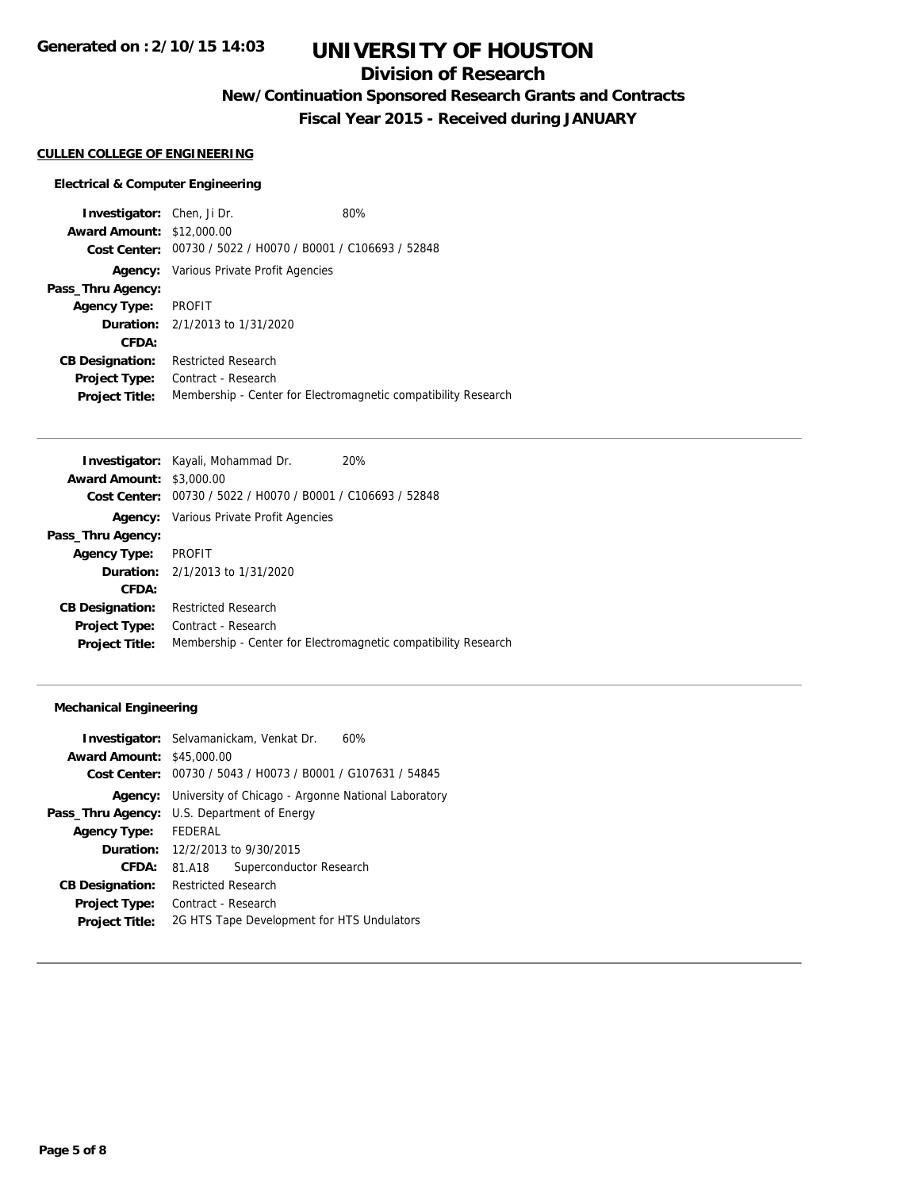**CULLEN COLLEGE OF ENGINEERING**

**Electrical & Computer Engineering**

**Investigator:** Chen, Ji Dr. 80%
**Award Amount:** $12,000.00
**Cost Center:** 00730 / 5022 / H0070 / B0001 / C106693 / 52848
**Agency:** Various Private Profit Agencies
**Pass_Thru Agency:**
**Agency Type:** PROFIT
**Duration:** 2/1/2013 to 1/31/2020
**CFDA:**
**CB Designation:** Restricted Research
**Project Type:** Contract - Research
**Project Title:** Membership - Center for Electromagnetic compatibility Research

---

**Investigator:** Kayali, Mohammad Dr. 20%
**Award Amount:** $3,000.00
**Cost Center:** 00730 / 5022 / H0070 / B0001 / C106693 / 52848
**Agency:** Various Private Profit Agencies
**Pass_Thru Agency:**
**Agency Type:** PROFIT
**Duration:** 2/1/2013 to 1/31/2020
**CFDA:**
**CB Designation:** Restricted Research
**Project Type:** Contract - Research
**Project Title:** Membership - Center for Electromagnetic compatibility Research

---

**Mechanical Engineering**

**Investigator:** Selvamanickam, Venkat Dr. 60%
**Award Amount:** $45,000.00
**Cost Center:** 00730 / 5043 / H0073 / B0001 / G107631 / 54845
**Agency:** University of Chicago - Argonne National Laboratory
**Pass_Thru Agency:** U.S. Department of Energy
**Agency Type:** FEDERAL
**Duration:** 12/2/2013 to 9/30/2015
**CFDA:** 81.A18 Superconductor Research
**CB Designation:** Restricted Research
**Project Type:** Contract - Research
**Project Title:** 2G HTS Tape Development for HTS Undulators

---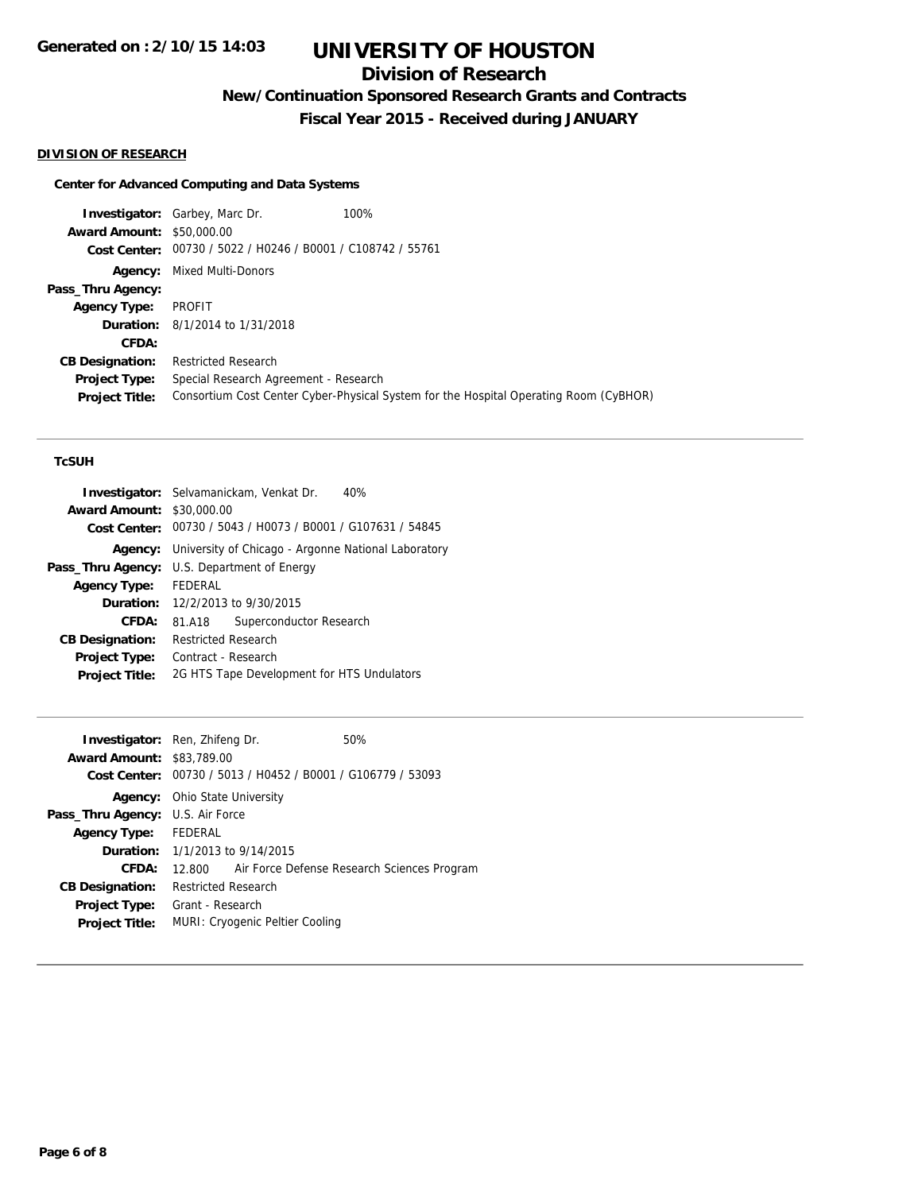# UNIVERSITY OF HOUSTON

## Division of Research

### New/Continuation Sponsored Research Grants and Contracts

### Fiscal Year 2015 - Received during JANUARY

**DIVISION OF RESEARCH**

**Center for Advanced Computing and Data Systems**

| | | |
|---|---|---|
| **Investigator:** | Garbey, Marc Dr. | 100% |
| **Award Amount:** | $50,000.00 | |
| **Cost Center:** | 00730 / 5022 / H0246 / B0001 / C108742 / 55761 | |
| **Agency:** | Mixed Multi-Donors | |
| **Pass_Thru Agency:** | | |
| **Agency Type:** | PROFIT | |
| **Duration:** | 8/1/2014 to 1/31/2018 | |
| **CFDA:** | | |
| **CB Designation:** | Restricted Research | |
| **Project Type:** | Special Research Agreement - Research | |
| **Project Title:** | Consortium Cost Center Cyber-Physical System for the Hospital Operating Room (CyBHOR) | |

---

**TcSUH**

| | | |
|---|---|---|
| **Investigator:** | Selvamanickam, Venkat Dr. | 40% |
| **Award Amount:** | $30,000.00 | |
| **Cost Center:** | 00730 / 5043 / H0073 / B0001 / G107631 / 54845 | |
| **Agency:** | University of Chicago - Argonne National Laboratory | |
| **Pass_Thru Agency:** | U.S. Department of Energy | |
| **Agency Type:** | FEDERAL | |
| **Duration:** | 12/2/2013 to 9/30/2015 | |
| **CFDA:** | 81.A18 Superconductor Research | |
| **CB Designation:** | Restricted Research | |
| **Project Type:** | Contract - Research | |
| **Project Title:** | 2G HTS Tape Development for HTS Undulators | |

---

| | | |
|---|---|---|
| **Investigator:** | Ren, Zhifeng Dr. | 50% |
| **Award Amount:** | $83,789.00 | |
| **Cost Center:** | 00730 / 5013 / H0452 / B0001 / G106779 / 53093 | |
| **Agency:** | Ohio State University | |
| **Pass_Thru Agency:** | U.S. Air Force | |
| **Agency Type:** | FEDERAL | |
| **Duration:** | 1/1/2013 to 9/14/2015 | |
| **CFDA:** | 12.800 Air Force Defense Research Sciences Program | |
| **CB Designation:** | Restricted Research | |
| **Project Type:** | Grant - Research | |
| **Project Title:** | MURI: Cryogenic Peltier Cooling | |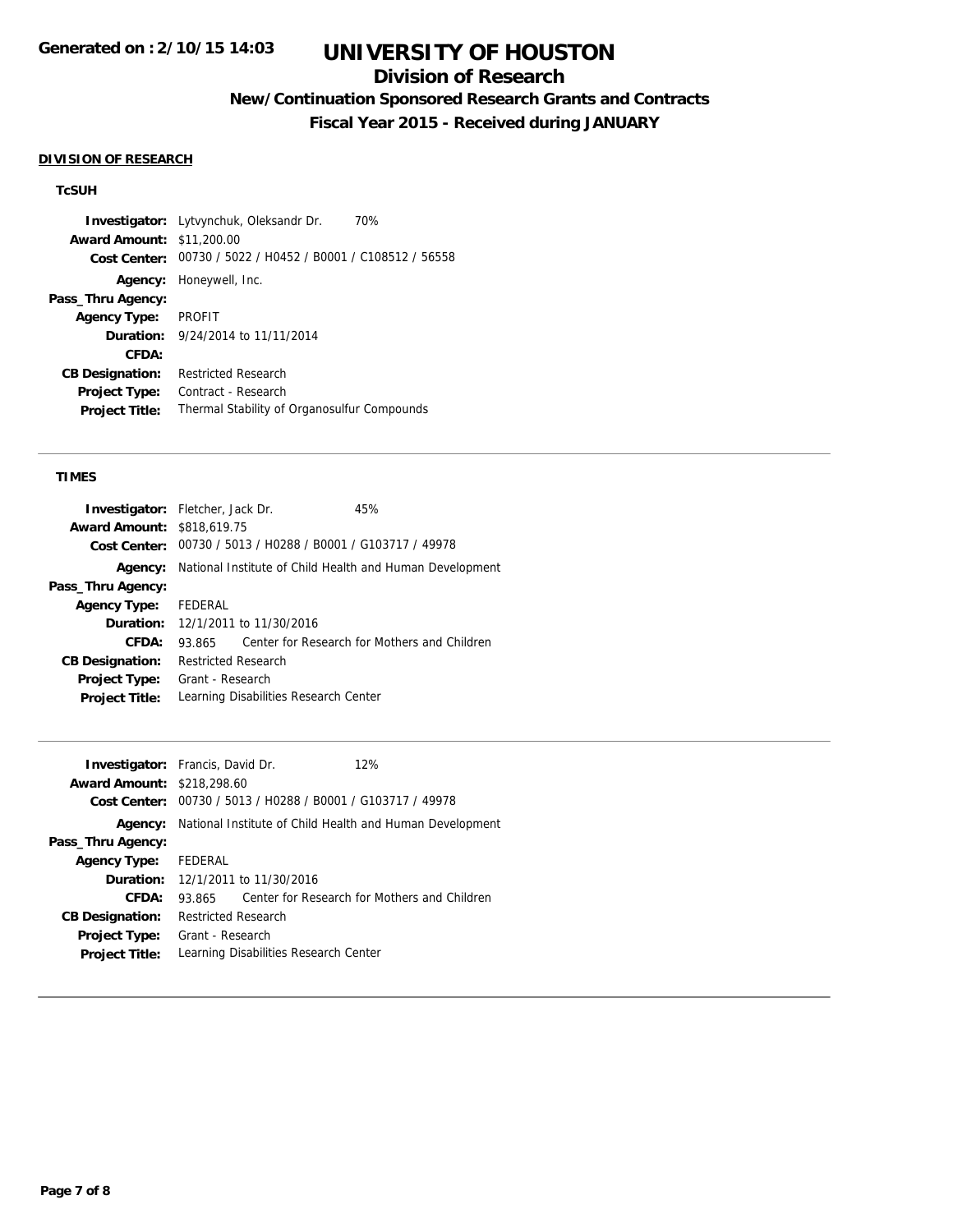# UNIVERSITY OF HOUSTON

## Division of Research

### New/Continuation Sponsored Research Grants and Contracts

### Fiscal Year 2015 - Received during JANUARY

**DIVISION OF RESEARCH**

**TcSUH**

**Investigator:** Lytvynchuk, Oleksandr Dr. 70%
**Award Amount:** $11,200.00
**Cost Center:** 00730 / 5022 / H0452 / B0001 / C108512 / 56558
**Agency:** Honeywell, Inc.
**Pass_Thru Agency:**
**Agency Type:** PROFIT
**Duration:** 9/24/2014 to 11/11/2014
**CFDA:**
**CB Designation:** Restricted Research
**Project Type:** Contract - Research
**Project Title:** Thermal Stability of Organosulfur Compounds

---

**TIMES**

**Investigator:** Fletcher, Jack Dr. 45%
**Award Amount:** $818,619.75
**Cost Center:** 00730 / 5013 / H0288 / B0001 / G103717 / 49978
**Agency:** National Institute of Child Health and Human Development
**Pass_Thru Agency:**
**Agency Type:** FEDERAL
**Duration:** 12/1/2011 to 11/30/2016
**CFDA:** 93.865 Center for Research for Mothers and Children
**CB Designation:** Restricted Research
**Project Type:** Grant - Research
**Project Title:** Learning Disabilities Research Center

---

**Investigator:** Francis, David Dr. 12%
**Award Amount:** $218,298.60
**Cost Center:** 00730 / 5013 / H0288 / B0001 / G103717 / 49978
**Agency:** National Institute of Child Health and Human Development
**Pass_Thru Agency:**
**Agency Type:** FEDERAL
**Duration:** 12/1/2011 to 11/30/2016
**CFDA:** 93.865 Center for Research for Mothers and Children
**CB Designation:** Restricted Research
**Project Type:** Grant - Research
**Project Title:** Learning Disabilities Research Center

---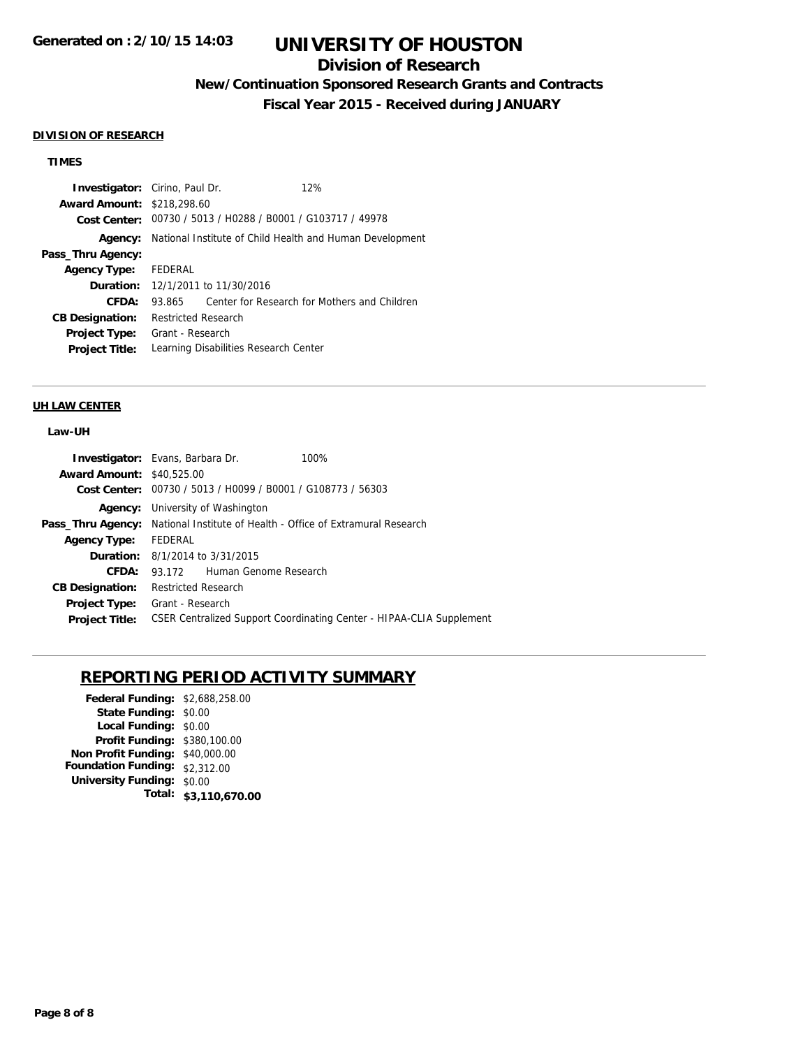**DIVISION OF RESEARCH**

**TIMES**

| | |
|---|---|
| **Investigator:** | Cirino, Paul Dr. 12% |
| **Award Amount:** | $218,298.60 |
| **Cost Center:** | 00730 / 5013 / H0288 / B0001 / G103717 / 49978 |
| **Agency:** | National Institute of Child Health and Human Development |
| **Pass_Thru Agency:** | |
| **Agency Type:** | FEDERAL |
| **Duration:** | 12/1/2011 to 11/30/2016 |
| **CFDA:** | 93.865 Center for Research for Mothers and Children |
| **CB Designation:** | Restricted Research |
| **Project Type:** | Grant - Research |
| **Project Title:** | Learning Disabilities Research Center |

---

**UH LAW CENTER**

**Law-UH**

| | |
|---|---|
| **Investigator:** | Evans, Barbara Dr. 100% |
| **Award Amount:** | $40,525.00 |
| **Cost Center:** | 00730 / 5013 / H0099 / B0001 / G108773 / 56303 |
| **Agency:** | University of Washington |
| **Pass_Thru Agency:** | National Institute of Health - Office of Extramural Research |
| **Agency Type:** | FEDERAL |
| **Duration:** | 8/1/2014 to 3/31/2015 |
| **CFDA:** | 93.172 Human Genome Research |
| **CB Designation:** | Restricted Research |
| **Project Type:** | Grant - Research |
| **Project Title:** | CSER Centralized Support Coordinating Center - HIPAA-CLIA Supplement |

---

## REPORTING PERIOD ACTIVITY SUMMARY

| | |
|---|---|
| **Federal Funding:** | $2,688,258.00 |
| **State Funding:** | $0.00 |
| **Local Funding:** | $0.00 |
| **Profit Funding:** | $380,100.00 |
| **Non Profit Funding:** | $40,000.00 |
| **Foundation Funding:** | $2,312.00 |
| **University Funding:** | $0.00 |
| **Total:** | **$3,110,670.00** |